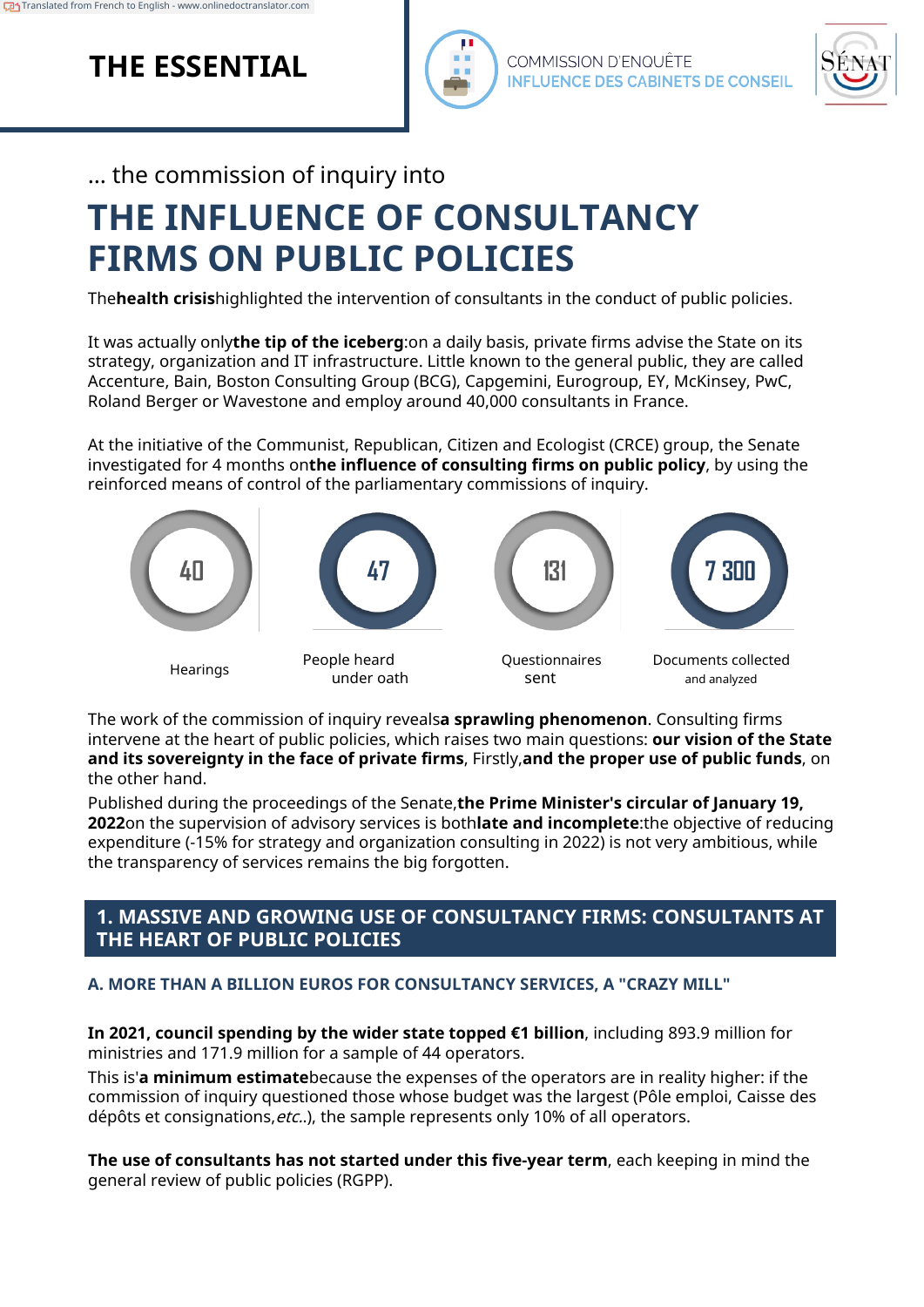# THE ESSENTIAL

COMMISSION D'ENQUÊTE
INFLUENCE DES CABINETS DE CONSEIL

... the commission of inquiry into

# THE INFLUENCE OF CONSULTANCY FIRMS ON PUBLIC POLICIES

The**health crisis**highlighted the intervention of consultants in the conduct of public policies.

It was actually only**the tip of the iceberg**:on a daily basis, private firms advise the State on its strategy, organization and IT infrastructure. Little known to the general public, they are called Accenture, Bain, Boston Consulting Group (BCG), Capgemini, Eurogroup, EY, McKinsey, PwC, Roland Berger or Wavestone and employ around 40,000 consultants in France.

At the initiative of the Communist, Republican, Citizen and Ecologist (CRCE) group, the Senate investigated for 4 months on**the influence of consulting firms on public policy**, by using the reinforced means of control of the parliamentary commissions of inquiry.

| 40 | 47 | 131 | 7 300 |
|---|---|---|---|
| Hearings | People heard under oath | Questionnaires sent | Documents collected and analyzed |

The work of the commission of inquiry reveals**a sprawling phenomenon**. Consulting firms intervene at the heart of public policies, which raises two main questions: **our vision of the State and its sovereignty in the face of private firms**, Firstly,**and the proper use of public funds**, on the other hand.

Published during the proceedings of the Senate,**the Prime Minister's circular of January 19, 2022**on the supervision of advisory services is both**late and incomplete**:the objective of reducing expenditure (-15% for strategy and organization consulting in 2022) is not very ambitious, while the transparency of services remains the big forgotten.

## 1. MASSIVE AND GROWING USE OF CONSULTANCY FIRMS: CONSULTANTS AT THE HEART OF PUBLIC POLICIES

### A. MORE THAN A BILLION EUROS FOR CONSULTANCY SERVICES, A "CRAZY MILL"

**In 2021, council spending by the wider state topped €1 billion**, including 893.9 million for ministries and 171.9 million for a sample of 44 operators.

This is'**a minimum estimate**because the expenses of the operators are in reality higher: if the commission of inquiry questioned those whose budget was the largest (Pôle emploi, Caisse des dépôts et consignations,*etc.*.), the sample represents only 10% of all operators.

**The use of consultants has not started under this five-year term**, each keeping in mind the general review of public policies (RGPP).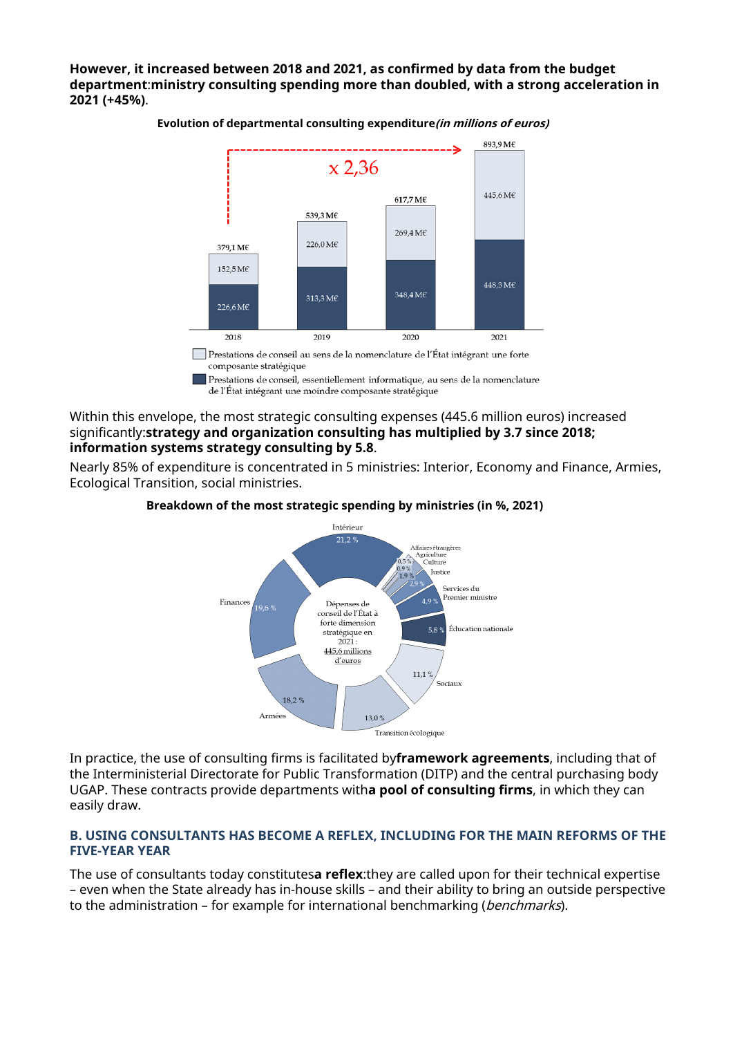**However, it increased between 2018 and 2021, as confirmed by data from the budget department**:**ministry consulting spending more than doubled, with a strong acceleration in 2021 (+45%)**.

**Evolution of departmental consulting expenditure** ***(in millions of euros)***

x 2,36

893,9 M€
445,6 M€
448,3 M€
617,7 M€
269,4 M€
348,4 M€
539,3 M€
226,0 M€
313,3 M€
379,1 M€
152,5 M€
226,6 M€

2018
2019
2020
2021

Prestations de conseil au sens de la nomenclature de l'État intégrant une forte composante stratégique

Prestations de conseil, essentiellement informatique, au sens de la nomenclature de l'État intégrant une moindre composante stratégique

Within this envelope, the most strategic consulting expenses (445.6 million euros) increased significantly:**strategy and organization consulting has multiplied by 3.7 since 2018; information systems strategy consulting by 5.8**.

Nearly 85% of expenditure is concentrated in 5 ministries: Interior, Economy and Finance, Armies, Ecological Transition, social ministries.

**Breakdown of the most strategic spending by ministries (in %, 2021)**

Dépenses de conseil de l'État à forte dimension stratégique en 2021 : 445,6 millions d'euros

Intérieur 21,2 %
Affaires étrangères 0,5 %
Agriculture 0,9 %
Culture 1,9 %
Justice 2,9 %
Services du Premier ministre 4,9 %
Éducation nationale 5,8 %
Sociaux 11,1 %
Transition écologique 13,0 %
Armées 18,2 %
Finances 19,6 %

In practice, the use of consulting firms is facilitated by**framework agreements**, including that of the Interministerial Directorate for Public Transformation (DITP) and the central purchasing body UGAP. These contracts provide departments with**a pool of consulting firms**, in which they can easily draw.

## B. USING CONSULTANTS HAS BECOME A REFLEX, INCLUDING FOR THE MAIN REFORMS OF THE FIVE-YEAR YEAR

The use of consultants today constitutes**a reflex**:they are called upon for their technical expertise – even when the State already has in-house skills – and their ability to bring an outside perspective to the administration – for example for international benchmarking (*benchmarks*).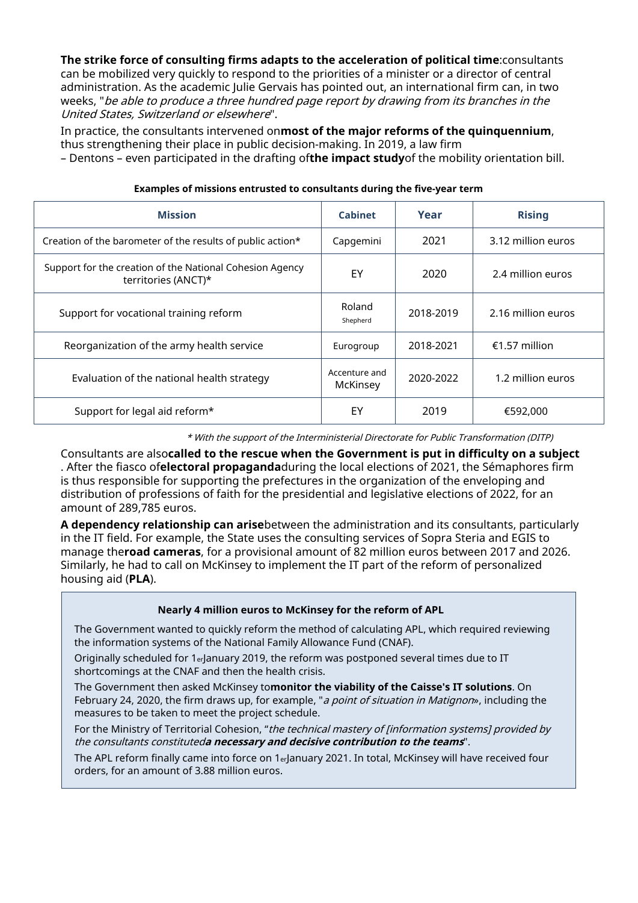**The strike force of consulting firms adapts to the acceleration of political time**:consultants can be mobilized very quickly to respond to the priorities of a minister or a director of central administration. As the academic Julie Gervais has pointed out, an international firm can, in two weeks, "*be able to produce a three hundred page report by drawing from its branches in the United States, Switzerland or elsewhere*".

In practice, the consultants intervened on**most of the major reforms of the quinquennium**, thus strengthening their place in public decision-making. In 2019, a law firm – Dentons – even participated in the drafting of**the impact study**of the mobility orientation bill.

**Examples of missions entrusted to consultants during the five-year term**

| Mission | Cabinet | Year | Rising |
|---|---|---|---|
| Creation of the barometer of the results of public action* | Capgemini | 2021 | 3.12 million euros |
| Support for the creation of the National Cohesion Agency territories (ANCT)* | EY | 2020 | 2.4 million euros |
| Support for vocational training reform | Roland Shepherd | 2018-2019 | 2.16 million euros |
| Reorganization of the army health service | Eurogroup | 2018-2021 | €1.57 million |
| Evaluation of the national health strategy | Accenture and McKinsey | 2020-2022 | 1.2 million euros |
| Support for legal aid reform* | EY | 2019 | €592,000 |

*\* With the support of the Interministerial Directorate for Public Transformation (DITP)*

Consultants are also**called to the rescue when the Government is put in difficulty on a subject**. After the fiasco of**electoral propaganda**during the local elections of 2021, the Sémaphores firm is thus responsible for supporting the prefectures in the organization of the enveloping and distribution of professions of faith for the presidential and legislative elections of 2022, for an amount of 289,785 euros.

**A dependency relationship can arise**between the administration and its consultants, particularly in the IT field. For example, the State uses the consulting services of Sopra Steria and EGIS to manage the**road cameras**, for a provisional amount of 82 million euros between 2017 and 2026. Similarly, he had to call on McKinsey to implement the IT part of the reform of personalized housing aid (**PLA**).

**Nearly 4 million euros to McKinsey for the reform of APL**

The Government wanted to quickly reform the method of calculating APL, which required reviewing the information systems of the National Family Allowance Fund (CNAF).

Originally scheduled for 1erJanuary 2019, the reform was postponed several times due to IT shortcomings at the CNAF and then the health crisis.

The Government then asked McKinsey to**monitor the viability of the Caisse's IT solutions**. On February 24, 2020, the firm draws up, for example, "*a point of situation in Matignon*», including the measures to be taken to meet the project schedule.

For the Ministry of Territorial Cohesion, "*the technical mastery of [information systems] provided by the consultants constituted**a necessary and decisive contribution to the teams***".

The APL reform finally came into force on 1erJanuary 2021. In total, McKinsey will have received four orders, for an amount of 3.88 million euros.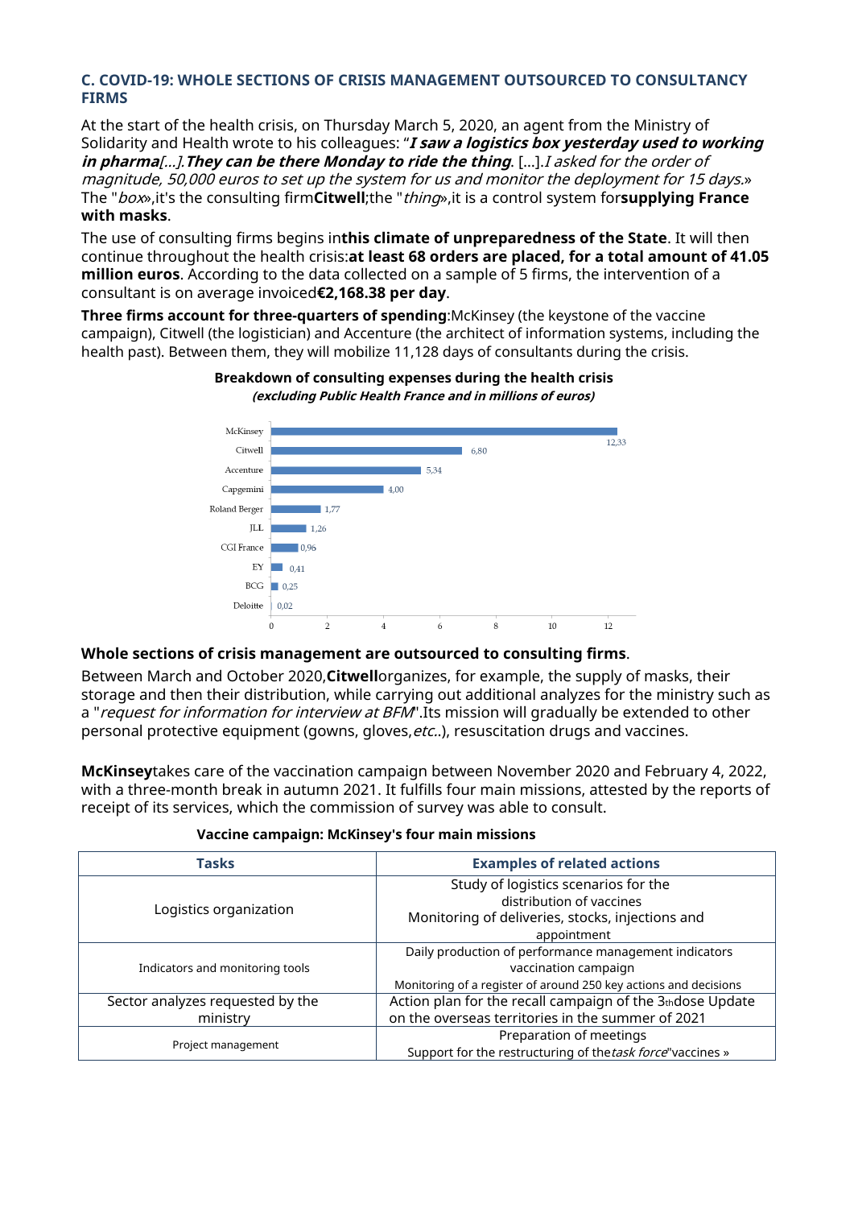### C. COVID-19: WHOLE SECTIONS OF CRISIS MANAGEMENT OUTSOURCED TO CONSULTANCY FIRMS

At the start of the health crisis, on Thursday March 5, 2020, an agent from the Ministry of Solidarity and Health wrote to his colleagues: "***I saw a logistics box yesterday used to working in pharma****[...].* ***They can be there Monday to ride the thing***. [...].*I asked for the order of magnitude, 50,000 euros to set up the system for us and monitor the deployment for 15 days.*» The "*box*»,it's the consulting firm**Citwell**;the "*thing*»,it is a control system for**supplying France with masks**.

The use of consulting firms begins in**this climate of unpreparedness of the State**. It will then continue throughout the health crisis:**at least 68 orders are placed, for a total amount of 41.05 million euros**. According to the data collected on a sample of 5 firms, the intervention of a consultant is on average invoiced**€2,168.38 per day**.

**Three firms account for three-quarters of spending**:McKinsey (the keystone of the vaccine campaign), Citwell (the logistician) and Accenture (the architect of information systems, including the health past). Between them, they will mobilize 11,128 days of consultants during the crisis.

**Breakdown of consulting expenses during the health crisis**
***(excluding Public Health France and in millions of euros)***

McKinsey 12,33
Citwell 6,80
Accenture 5,34
Capgemini 4,00
Roland Berger 1,77
JLL 1,26
CGI France 0,96
EY 0,41
BCG 0,25
Deloitte 0,02

0 2 4 6 8 10 12

**Whole sections of crisis management are outsourced to consulting firms**.

Between March and October 2020,**Citwell**organizes, for example, the supply of masks, their storage and then their distribution, while carrying out additional analyzes for the ministry such as a "*request for information for interview at BFM*".Its mission will gradually be extended to other personal protective equipment (gowns, gloves,*etc.*.), resuscitation drugs and vaccines.

**McKinsey**takes care of the vaccination campaign between November 2020 and February 4, 2022, with a three-month break in autumn 2021. It fulfills four main missions, attested by the reports of receipt of its services, which the commission of survey was able to consult.

**Vaccine campaign: McKinsey's four main missions**

| Tasks | Examples of related actions |
|---|---|
| Logistics organization | Study of logistics scenarios for the distribution of vaccines<br>Monitoring of deliveries, stocks, injections and appointment |
| Indicators and monitoring tools | Daily production of performance management indicators vaccination campaign<br>Monitoring of a register of around 250 key actions and decisions |
| Sector analyzes requested by the ministry | Action plan for the recall campaign of the 3thdose Update on the overseas territories in the summer of 2021 |
| Project management | Preparation of meetings<br>Support for the restructuring of the*task force*"vaccines » |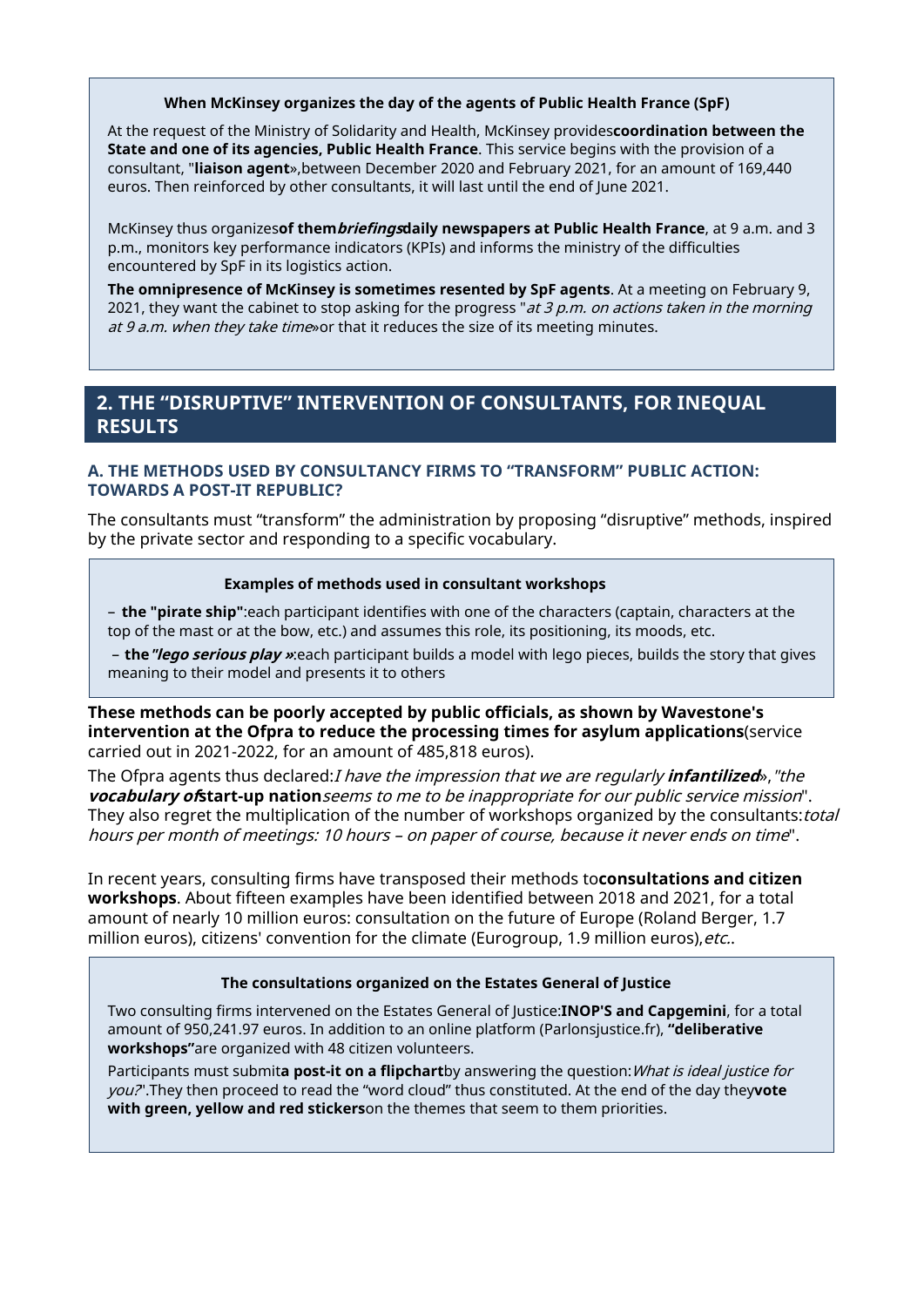**When McKinsey organizes the day of the agents of Public Health France (SpF)**

At the request of the Ministry of Solidarity and Health, McKinsey provides**coordination between the State and one of its agencies, Public Health France**. This service begins with the provision of a consultant, "**liaison agent**»,between December 2020 and February 2021, for an amount of 169,440 euros. Then reinforced by other consultants, it will last until the end of June 2021.

McKinsey thus organizes**of them*briefings*daily newspapers at Public Health France**, at 9 a.m. and 3 p.m., monitors key performance indicators (KPIs) and informs the ministry of the difficulties encountered by SpF in its logistics action.

**The omnipresence of McKinsey is sometimes resented by SpF agents**. At a meeting on February 9, 2021, they want the cabinet to stop asking for the progress "*at 3 p.m. on actions taken in the morning at 9 a.m. when they take time*»or that it reduces the size of its meeting minutes.

## 2. THE "DISRUPTIVE" INTERVENTION OF CONSULTANTS, FOR INEQUAL RESULTS

### A. THE METHODS USED BY CONSULTANCY FIRMS TO "TRANSFORM" PUBLIC ACTION: TOWARDS A POST-IT REPUBLIC?

The consultants must "transform" the administration by proposing "disruptive" methods, inspired by the private sector and responding to a specific vocabulary.

**Examples of methods used in consultant workshops**

– **the "pirate ship"**:each participant identifies with one of the characters (captain, characters at the top of the mast or at the bow, etc.) and assumes this role, its positioning, its moods, etc.

– **the *"lego serious play »***:each participant builds a model with lego pieces, builds the story that gives meaning to their model and presents it to others

**These methods can be poorly accepted by public officials, as shown by Wavestone's intervention at the Ofpra to reduce the processing times for asylum applications**(service carried out in 2021-2022, for an amount of 485,818 euros).

The Ofpra agents thus declared:*I have the impression that we are regularly **infantilized***»,*"the **vocabulary of***start-up nation***seems to me to be inappropriate for our public service mission*". They also regret the multiplication of the number of workshops organized by the consultants:*total hours per month of meetings: 10 hours – on paper of course, because it never ends on time*".

In recent years, consulting firms have transposed their methods to**consultations and citizen workshops**. About fifteen examples have been identified between 2018 and 2021, for a total amount of nearly 10 million euros: consultation on the future of Europe (Roland Berger, 1.7 million euros), citizens' convention for the climate (Eurogroup, 1.9 million euros),*etc.*.

**The consultations organized on the Estates General of Justice**

Two consulting firms intervened on the Estates General of Justice:**INOP'S and Capgemini**, for a total amount of 950,241.97 euros. In addition to an online platform (Parlonsjustice.fr), **"deliberative workshops"**are organized with 48 citizen volunteers.

Participants must submit**a post-it on a flipchart**by answering the question:*What is ideal justice for you?*".They then proceed to read the "word cloud" thus constituted. At the end of the day they**vote with green, yellow and red stickers**on the themes that seem to them priorities.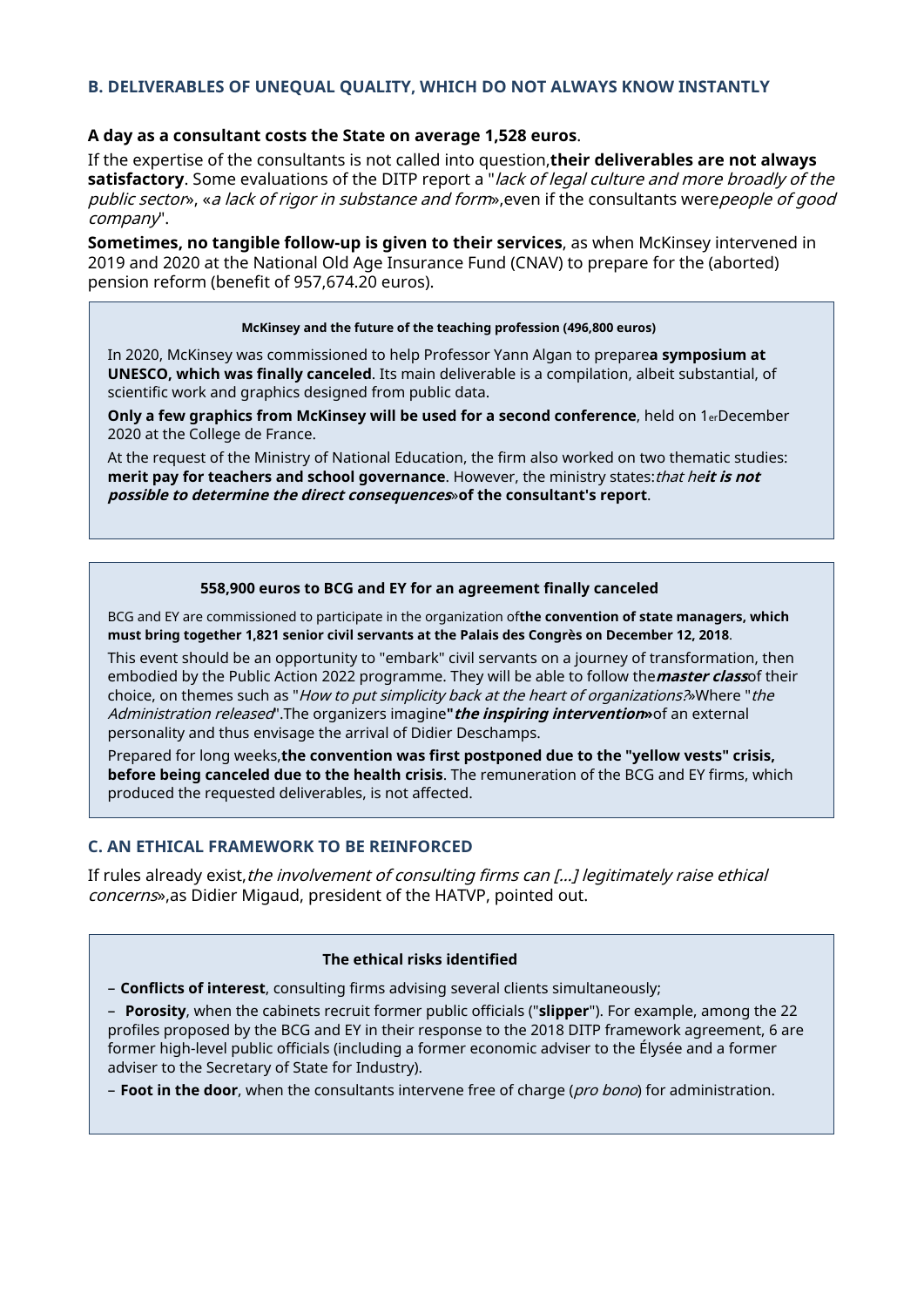### B. DELIVERABLES OF UNEQUAL QUALITY, WHICH DO NOT ALWAYS KNOW INSTANTLY

**A day as a consultant costs the State on average 1,528 euros**.

If the expertise of the consultants is not called into question,**their deliverables are not always satisfactory**. Some evaluations of the DITP report a "*lack of legal culture and more broadly of the public sector*», «*a lack of rigor in substance and form*»,even if the consultants were*people of good company*".

**Sometimes, no tangible follow-up is given to their services**, as when McKinsey intervened in 2019 and 2020 at the National Old Age Insurance Fund (CNAV) to prepare for the (aborted) pension reform (benefit of 957,674.20 euros).

> **McKinsey and the future of the teaching profession (496,800 euros)**
>
> In 2020, McKinsey was commissioned to help Professor Yann Algan to prepare**a symposium at UNESCO, which was finally canceled**. Its main deliverable is a compilation, albeit substantial, of scientific work and graphics designed from public data.
>
> **Only a few graphics from McKinsey will be used for a second conference**, held on 1erDecember 2020 at the College de France.
>
> At the request of the Ministry of National Education, the firm also worked on two thematic studies: **merit pay for teachers and school governance**. However, the ministry states:*that he**it is not possible to determine the direct consequences***»**of the consultant's report**.

> **558,900 euros to BCG and EY for an agreement finally canceled**
>
> BCG and EY are commissioned to participate in the organization of**the convention of state managers, which must bring together 1,821 senior civil servants at the Palais des Congrès on December 12, 2018**.
>
> This event should be an opportunity to "embark" civil servants on a journey of transformation, then embodied by the Public Action 2022 programme. They will be able to follow the***master class***of their choice, on themes such as "*How to put simplicity back at the heart of organizations?*»Where "*the Administration released*".The organizers imagine**"*the inspiring intervention*»**of an external personality and thus envisage the arrival of Didier Deschamps.
>
> Prepared for long weeks,**the convention was first postponed due to the "yellow vests" crisis, before being canceled due to the health crisis**. The remuneration of the BCG and EY firms, which produced the requested deliverables, is not affected.

### C. AN ETHICAL FRAMEWORK TO BE REINFORCED

If rules already exist,*the involvement of consulting firms can [...] legitimately raise ethical concerns*»,as Didier Migaud, president of the HATVP, pointed out.

> **The ethical risks identified**
>
> – **Conflicts of interest**, consulting firms advising several clients simultaneously;
>
> – **Porosity**, when the cabinets recruit former public officials ("**slipper**"). For example, among the 22 profiles proposed by the BCG and EY in their response to the 2018 DITP framework agreement, 6 are former high-level public officials (including a former economic adviser to the Élysée and a former adviser to the Secretary of State for Industry).
>
> – **Foot in the door**, when the consultants intervene free of charge (*pro bono*) for administration.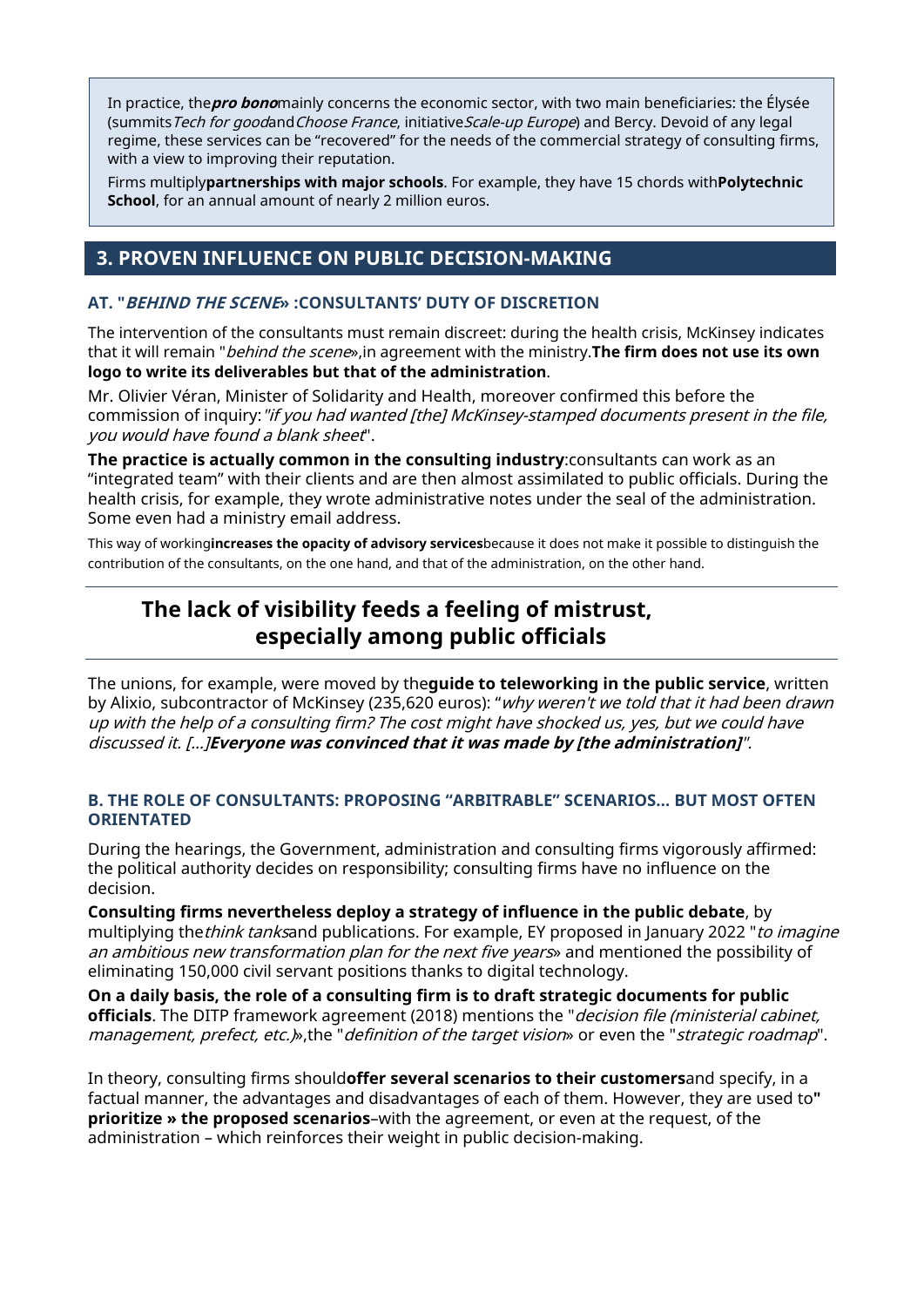In practice, the ***pro bono*** mainly concerns the economic sector, with two main beneficiaries: the Élysée (summits *Tech for good* and *Choose France*, initiative *Scale-up Europe*) and Bercy. Devoid of any legal regime, these services can be "recovered" for the needs of the commercial strategy of consulting firms, with a view to improving their reputation.

Firms multiply **partnerships with major schools**. For example, they have 15 chords with **Polytechnic School**, for an annual amount of nearly 2 million euros.

## 3. PROVEN INFLUENCE ON PUBLIC DECISION-MAKING

### AT. "*BEHIND THE SCENE*» :CONSULTANTS' DUTY OF DISCRETION

The intervention of the consultants must remain discreet: during the health crisis, McKinsey indicates that it will remain "*behind the scene*»,in agreement with the ministry. **The firm does not use its own logo to write its deliverables but that of the administration**.

Mr. Olivier Véran, Minister of Solidarity and Health, moreover confirmed this before the commission of inquiry: "*if you had wanted [the] McKinsey-stamped documents present in the file, you would have found a blank sheet*".

**The practice is actually common in the consulting industry**:consultants can work as an "integrated team" with their clients and are then almost assimilated to public officials. During the health crisis, for example, they wrote administrative notes under the seal of the administration. Some even had a ministry email address.

This way of working **increases the opacity of advisory services** because it does not make it possible to distinguish the contribution of the consultants, on the one hand, and that of the administration, on the other hand.

**The lack of visibility feeds a feeling of mistrust, especially among public officials**

The unions, for example, were moved by the **guide to teleworking in the public service**, written by Alixio, subcontractor of McKinsey (235,620 euros): "*why weren't we told that it had been drawn up with the help of a consulting firm? The cost might have shocked us, yes, but we could have discussed it. [...]**Everyone was convinced that it was made by [the administration]***".

### B. THE ROLE OF CONSULTANTS: PROPOSING "ARBITRABLE" SCENARIOS... BUT MOST OFTEN ORIENTATED

During the hearings, the Government, administration and consulting firms vigorously affirmed: the political authority decides on responsibility; consulting firms have no influence on the decision.

**Consulting firms nevertheless deploy a strategy of influence in the public debate**, by multiplying the *think tanks* and publications. For example, EY proposed in January 2022 "*to imagine an ambitious new transformation plan for the next five years*» and mentioned the possibility of eliminating 150,000 civil servant positions thanks to digital technology.

**On a daily basis, the role of a consulting firm is to draft strategic documents for public officials**. The DITP framework agreement (2018) mentions the "*decision file (ministerial cabinet, management, prefect, etc.)*»,the "*definition of the target vision*» or even the "*strategic roadmap*".

In theory, consulting firms should **offer several scenarios to their customers** and specify, in a factual manner, the advantages and disadvantages of each of them. However, they are used to **" prioritize » the proposed scenarios**–with the agreement, or even at the request, of the administration – which reinforces their weight in public decision-making.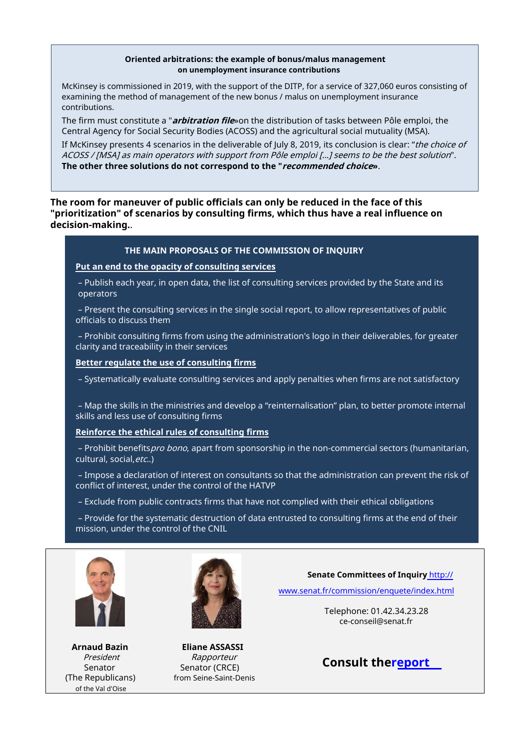**Oriented arbitrations: the example of bonus/malus management on unemployment insurance contributions**

McKinsey is commissioned in 2019, with the support of the DITP, for a service of 327,060 euros consisting of examining the method of management of the new bonus / malus on unemployment insurance contributions.

The firm must constitute a "***arbitration file***»on the distribution of tasks between Pôle emploi, the Central Agency for Social Security Bodies (ACOSS) and the agricultural social mutuality (MSA).

If McKinsey presents 4 scenarios in the deliverable of July 8, 2019, its conclusion is clear: "*the choice of ACOSS / [MSA] as main operators with support from Pôle emploi [...] seems to be the best solution*". **The other three solutions do not correspond to the "*recommended choice*».**

**The room for maneuver of public officials can only be reduced in the face of this "prioritization" of scenarios by consulting firms, which thus have a real influence on decision-making.**.

## THE MAIN PROPOSALS OF THE COMMISSION OF INQUIRY

**Put an end to the opacity of consulting services**

– Publish each year, in open data, the list of consulting services provided by the State and its operators

– Present the consulting services in the single social report, to allow representatives of public officials to discuss them

– Prohibit consulting firms from using the administration's logo in their deliverables, for greater clarity and traceability in their services

**Better regulate the use of consulting firms**

– Systematically evaluate consulting services and apply penalties when firms are not satisfactory

– Map the skills in the ministries and develop a "reinternalisation" plan, to better promote internal skills and less use of consulting firms

**Reinforce the ethical rules of consulting firms**

– Prohibit benefits*pro bono*, apart from sponsorship in the non-commercial sectors (humanitarian, cultural, social,*etc.*.)

– Impose a declaration of interest on consultants so that the administration can prevent the risk of conflict of interest, under the control of the HATVP

– Exclude from public contracts firms that have not complied with their ethical obligations

– Provide for the systematic destruction of data entrusted to consulting firms at the end of their mission, under the control of the CNIL

**Arnaud Bazin**
*President*
Senator
(The Republicans)
of the Val d'Oise

**Eliane ASSASSI**
*Rapporteur*
Senator (CRCE)
from Seine-Saint-Denis

**Senate Committees of Inquiry** http://www.senat.fr/commission/enquete/index.html

Telephone: 01.42.34.23.28
ce-conseil@senat.fr

**Consult thereport**